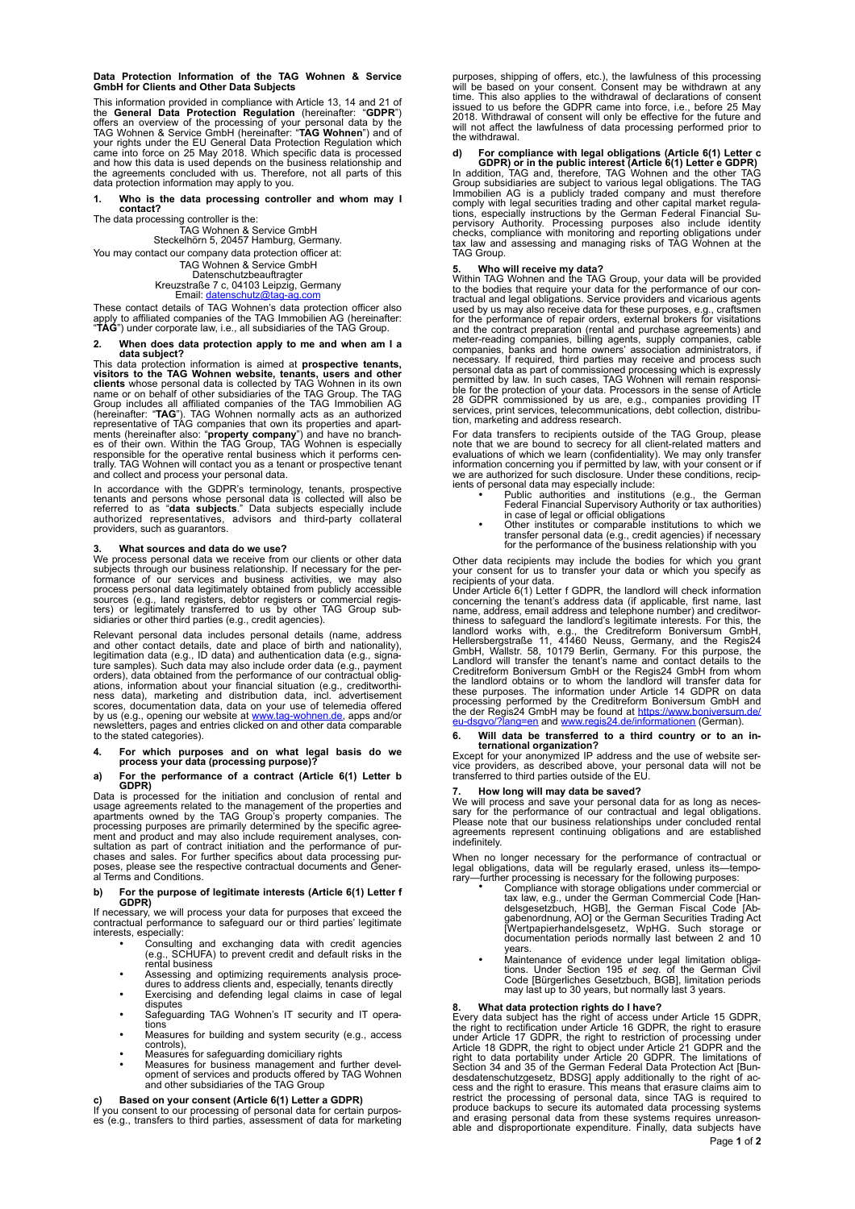**Data Protection Information of the TAG Wohnen & Service GmbH for Clients and Other Data Subjects**

This information provided in compliance with Article 13, 14 and 21 of the **General Data Protection Regulation** (hereinafter: "**GDPR**") offers an overview of the processing of your personal data by the TAG Wohnen & Service GmbH (hereinafter: "**TAG Wohnen**") and of your rights under the EU General Data Protection Regulation which came into force on 25 May 2018. Which specific data is processed and how this data is used depends on the business relationship and the agreements concluded with us. Therefore, not all parts of this data protection information may apply to you.

## 1. Who is the data processing controller and whom may I contact?

The data processing controller is the:

TAG Wohnen & Service GmbH
Steckelhörn 5, 20457 Hamburg, Germany.

You may contact our company data protection officer at:

TAG Wohnen & Service GmbH
Datenschutzbeauftragter
Kreuzstraße 7 c, 04103 Leipzig, Germany
Email: datenschutz@tag-ag.com

These contact details of TAG Wohnen's data protection officer also apply to affiliated companies of the TAG Immobilien AG (hereinafter: "**TAG**") under corporate law, i.e., all subsidiaries of the TAG Group.

## 2. When does data protection apply to me and when am I a data subject?

This data protection information is aimed at **prospective tenants, visitors to the TAG Wohnen website, tenants, users and other clients** whose personal data is collected by TAG Wohnen in its own name or on behalf of other subsidiaries of the TAG Group. The TAG Group includes all affiliated companies of the TAG Immobilien AG (hereinafter: "**TAG**"). TAG Wohnen normally acts as an authorized representative of TAG companies that own its properties and apartments (hereinafter also: "**property company**") and have no branches of their own. Within the TAG Group, TAG Wohnen is especially responsible for the operative rental business which it performs centrally. TAG Wohnen will contact you as a tenant or prospective tenant and collect and process your personal data.

In accordance with the GDPR's terminology, tenants, prospective tenants and persons whose personal data is collected will also be referred to as "**data subjects**." Data subjects especially include authorized representatives, advisors and third-party collateral providers, such as guarantors.

## 3. What sources and data do we use?

We process personal data we receive from our clients or other data subjects through our business relationship. If necessary for the performance of our services and business activities, we may also process personal data legitimately obtained from publicly accessible sources (e.g., land registers, debtor registers or commercial registers) or legitimately transferred to us by other TAG Group subsidiaries or other third parties (e.g., credit agencies).

Relevant personal data includes personal details (name, address and other contact details, date and place of birth and nationality), legitimation data (e.g., ID data) and authentication data (e.g., signature samples). Such data may also include order data (e.g., payment orders), data obtained from the performance of our contractual obligations, information about your financial situation (e.g., creditworthiness data), marketing and distribution data, incl. advertisement scores, documentation data, data on your use of telemedia offered by us (e.g., opening our website at www.tag-wohnen.de, apps and/or newsletters, pages and entries clicked on and other data comparable to the stated categories).

## 4. For which purposes and on what legal basis do we process your data (processing purpose)?

### a) For the performance of a contract (Article 6(1) Letter b GDPR)

Data is processed for the initiation and conclusion of rental and usage agreements related to the management of the properties and apartments owned by the TAG Group's property companies. The processing purposes are primarily determined by the specific agreement and product and may also include requirement analyses, consultation as part of contract initiation and the performance of purchases and sales. For further specifics about data processing purposes, please see the respective contractual documents and General Terms and Conditions.

### b) For the purpose of legitimate interests (Article 6(1) Letter f GDPR)

If necessary, we will process your data for purposes that exceed the contractual performance to safeguard our or third parties' legitimate interests, especially:

- Consulting and exchanging data with credit agencies (e.g., SCHUFA) to prevent credit and default risks in the rental business
- Assessing and optimizing requirements analysis procedures to address clients and, especially, tenants directly
- Exercising and defending legal claims in case of legal disputes
- Safeguarding TAG Wohnen's IT security and IT operations
- Measures for building and system security (e.g., access controls),
- Measures for safeguarding domiciliary rights
- Measures for business management and further development of services and products offered by TAG Wohnen and other subsidiaries of the TAG Group

### c) Based on your consent (Article 6(1) Letter a GDPR)

If you consent to our processing of personal data for certain purposes (e.g., transfers to third parties, assessment of data for marketing purposes, shipping of offers, etc.), the lawfulness of this processing will be based on your consent. Consent may be withdrawn at any time. This also applies to the withdrawal of declarations of consent issued to us before the GDPR came into force, i.e., before 25 May 2018. Withdrawal of consent will only be effective for the future and will not affect the lawfulness of data processing performed prior to the withdrawal.

### d) For compliance with legal obligations (Article 6(1) Letter c GDPR) or in the public interest (Article 6(1) Letter e GDPR)

In addition, TAG and, therefore, TAG Wohnen and the other TAG Group subsidiaries are subject to various legal obligations. The TAG Immobilien AG is a publicly traded company and must therefore comply with legal securities trading and other capital market regulations, especially instructions by the German Federal Financial Supervisory Authority. Processing purposes also include identity checks, compliance with monitoring and reporting obligations under tax law and assessing and managing risks of TAG Wohnen at the TAG Group.

## 5. Who will receive my data?

Within TAG Wohnen and the TAG Group, your data will be provided to the bodies that require your data for the performance of our contractual and legal obligations. Service providers and vicarious agents used by us may also receive data for these purposes, e.g., craftsmen for the performance of repair orders, external brokers for visitations and the contract preparation (rental and purchase agreements) and meter-reading companies, billing agents, supply companies, cable companies, banks and home owners' association administrators, if necessary. If required, third parties may receive and process such personal data as part of commissioned processing which is expressly permitted by law. In such cases, TAG Wohnen will remain responsible for the protection of your data. Processors in the sense of Article 28 GDPR commissioned by us are, e.g., companies providing IT services, print services, telecommunications, debt collection, distribution, marketing and address research.

For data transfers to recipients outside of the TAG Group, please note that we are bound to secrecy for all client-related matters and evaluations of which we learn (confidentiality). We may only transfer information concerning you if permitted by law, with your consent or if we are authorized for such disclosure. Under these conditions, recipients of personal data may especially include:

- Public authorities and institutions (e.g., the German Federal Financial Supervisory Authority or tax authorities) in case of legal or official obligations
- Other institutes or comparable institutions to which we transfer personal data (e.g., credit agencies) if necessary for the performance of the business relationship with you

Other data recipients may include the bodies for which you grant your consent for us to transfer your data or which you specify as recipients of your data.

Under Article 6(1) Letter f GDPR, the landlord will check information concerning the tenant's address data (if applicable, first name, last name, address, email address and telephone number) and creditworthiness to safeguard the landlord's legitimate interests. For this, the landlord works with, e.g., the Creditreform Boniversum GmbH, Hellersbergstraße 11, 41460 Neuss, Germany, and the Regis24 GmbH, Wallstr. 58, 10179 Berlin, Germany. For this purpose, the Landlord will transfer the tenant's name and contact details to the Creditreform Boniversum GmbH or the Regis24 GmbH from whom the landlord obtains or to whom the landlord will transfer data for these purposes. The information under Article 14 GDPR on data processing performed by the Creditreform Boniversum GmbH and the der Regis24 GmbH may be found at https://www.boniversum.de/eu-dsgvo/?lang=en and www.regis24.de/informationen (German).

## 6. Will data be transferred to a third country or to an international organization?

Except for your anonymized IP address and the use of website service providers, as described above, your personal data will not be transferred to third parties outside of the EU.

## 7. How long will may data be saved?

We will process and save your personal data for as long as necessary for the performance of our contractual and legal obligations. Please note that our business relationships under concluded rental agreements represent continuing obligations and are established indefinitely.

When no longer necessary for the performance of contractual or legal obligations, data will be regularly erased, unless its—temporary—further processing is necessary for the following purposes:

- Compliance with storage obligations under commercial or tax law, e.g., under the German Commercial Code [Handelsgesetzbuch, HGB], the German Fiscal Code [Abgabenordnung, AO] or the German Securities Trading Act [Wertpapierhandelsgesetz, WpHG. Such storage or documentation periods normally last between 2 and 10 years.
- Maintenance of evidence under legal limitation obligations. Under Section 195 *et seq.* of the German Civil Code [Bürgerliches Gesetzbuch, BGB], limitation periods may last up to 30 years, but normally last 3 years.

## 8. What data protection rights do I have?

Every data subject has the right of access under Article 15 GDPR, the right to rectification under Article 16 GDPR, the right to erasure under Article 17 GDPR, the right to restriction of processing under Article 18 GDPR, the right to object under Article 21 GDPR and the right to data portability under Article 20 GDPR. The limitations of Section 34 and 35 of the German Federal Data Protection Act [Bundesdatenschutzgesetz, BDSG] apply additionally to the right of access and the right to erasure. This means that erasure claims aim to restrict the processing of personal data, since TAG is required to produce backups to secure its automated data processing systems and erasing personal data from these systems requires unreasonable and disproportionate expenditure. Finally, data subjects have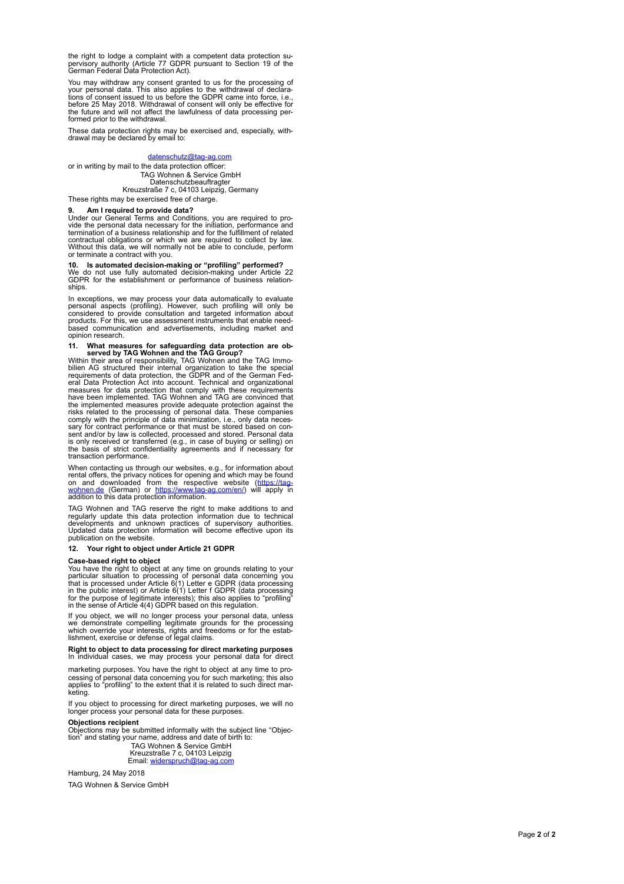the right to lodge a complaint with a competent data protection supervisory authority (Article 77 GDPR pursuant to Section 19 of the German Federal Data Protection Act).

You may withdraw any consent granted to us for the processing of your personal data. This also applies to the withdrawal of declarations of consent issued to us before the GDPR came into force, i.e., before 25 May 2018. Withdrawal of consent will only be effective for the future and will not affect the lawfulness of data processing performed prior to the withdrawal.

These data protection rights may be exercised and, especially, withdrawal may be declared by email to:

datenschutz@tag-ag.com

or in writing by mail to the data protection officer:

TAG Wohnen & Service GmbH
Datenschutzbeauftragter
Kreuzstraße 7 c, 04103 Leipzig, Germany

These rights may be exercised free of charge.

## 9. Am I required to provide data?

Under our General Terms and Conditions, you are required to provide the personal data necessary for the initiation, performance and termination of a business relationship and for the fulfillment of related contractual obligations or which we are required to collect by law. Without this data, we will normally not be able to conclude, perform or terminate a contract with you.

## 10. Is automated decision-making or "profiling" performed?

We do not use fully automated decision-making under Article 22 GDPR for the establishment or performance of business relationships.

In exceptions, we may process your data automatically to evaluate personal aspects (profiling). However, such profiling will only be considered to provide consultation and targeted information about products. For this, we use assessment instruments that enable need-based communication and advertisements, including market and opinion research.

## 11. What measures for safeguarding data protection are observed by TAG Wohnen and the TAG Group?

Within their area of responsibility, TAG Wohnen and the TAG Immobilien AG structured their internal organization to take the special requirements of data protection, the GDPR and of the German Federal Data Protection Act into account. Technical and organizational measures for data protection that comply with these requirements have been implemented. TAG Wohnen and TAG are convinced that the implemented measures provide adequate protection against the risks related to the processing of personal data. These companies comply with the principle of data minimization, i.e., only data necessary for contract performance or that must be stored based on consent and/or by law is collected, processed and stored. Personal data is only received or transferred (e.g., in case of buying or selling) on the basis of strict confidentiality agreements and if necessary for transaction performance.

When contacting us through our websites, e.g., for information about rental offers, the privacy notices for opening and which may be found on and downloaded from the respective website (https://tag-wohnen.de (German) or https://www.tag-ag.com/en/) will apply in addition to this data protection information.

TAG Wohnen and TAG reserve the right to make additions to and regularly update this data protection information due to technical developments and unknown practices of supervisory authorities. Updated data protection information will become effective upon its publication on the website.

## 12. Your right to object under Article 21 GDPR

**Case-based right to object**

You have the right to object at any time on grounds relating to your particular situation to processing of personal data concerning you that is processed under Article 6(1) Letter e GDPR (data processing in the public interest) or Article 6(1) Letter f GDPR (data processing for the purpose of legitimate interests); this also applies to "profiling" in the sense of Article 4(4) GDPR based on this regulation.

If you object, we will no longer process your personal data, unless we demonstrate compelling legitimate grounds for the processing which override your interests, rights and freedoms or for the establishment, exercise or defense of legal claims.

**Right to object to data processing for direct marketing purposes**

In individual cases, we may process your personal data for direct marketing purposes. You have the right to object at any time to processing of personal data concerning you for such marketing; this also applies to "profiling" to the extent that it is related to such direct marketing.

If you object to processing for direct marketing purposes, we will no longer process your personal data for these purposes.

**Objections recipient**

Objections may be submitted informally with the subject line "Objection" and stating your name, address and date of birth to:

TAG Wohnen & Service GmbH
Kreuzstraße 7 c, 04103 Leipzig
Email: widerspruch@tag-ag.com

Hamburg, 24 May 2018

TAG Wohnen & Service GmbH